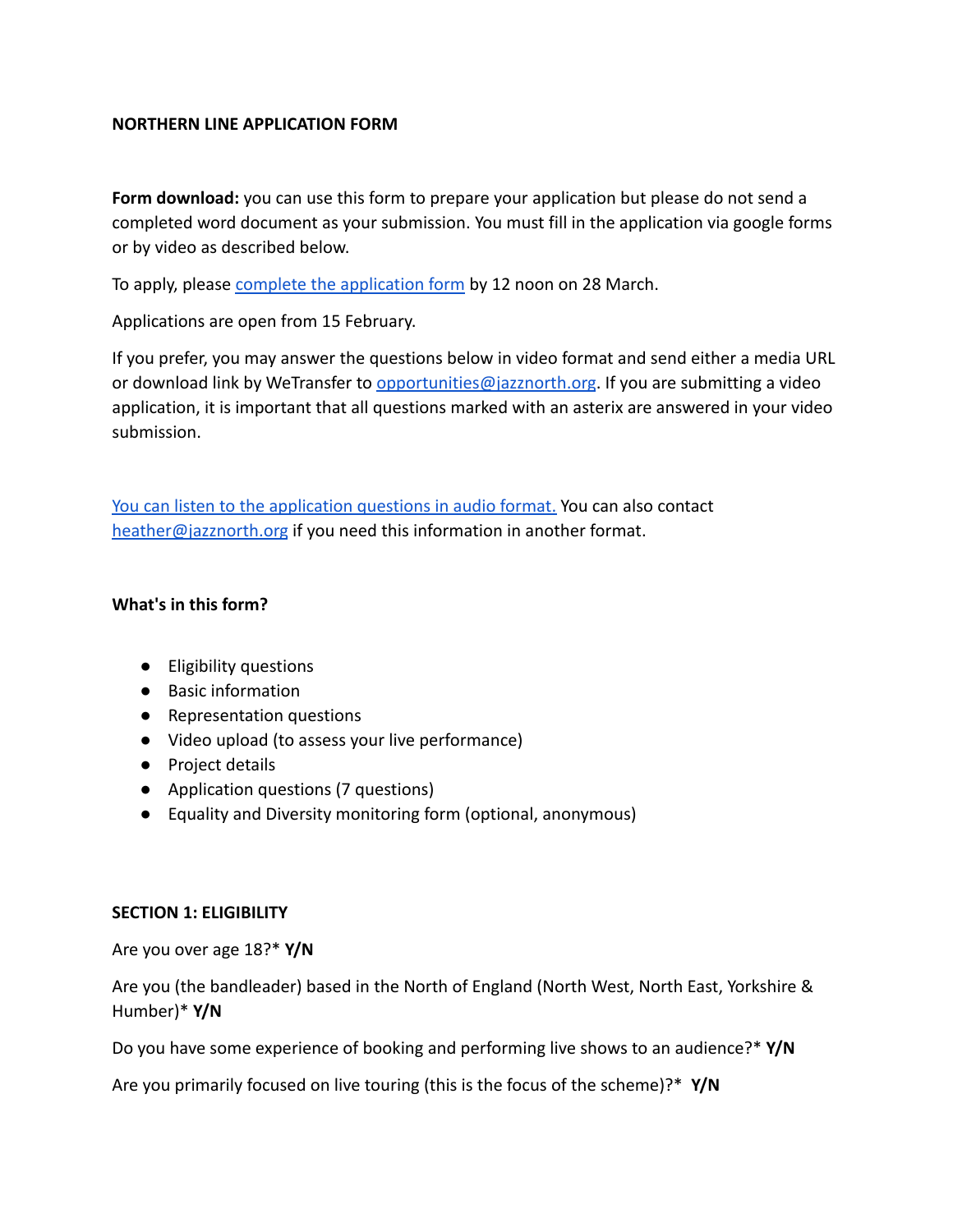**NORTHERN LINE APPLICATION FORM**

**Form download:** you can use this form to prepare your application but please do not send a completed word document as your submission. You must fill in the application via google forms or by video as described below.

To apply, please [complete the application form](#) by 12 noon on 28 March.

Applications are open from 15 February.

If you prefer, you may answer the questions below in video format and send either a media URL or download link by WeTransfer to opportunities@jazznorth.org. If you are submitting a video application, it is important that all questions marked with an asterix are answered in your video submission.

[You can listen to the application questions in audio format.](#) You can also contact heather@jazznorth.org if you need this information in another format.

**What's in this form?**

- Eligibility questions
- Basic information
- Representation questions
- Video upload (to assess your live performance)
- Project details
- Application questions (7 questions)
- Equality and Diversity monitoring form (optional, anonymous)

**SECTION 1: ELIGIBILITY**

Are you over age 18?* **Y/N**

Are you (the bandleader) based in the North of England (North West, North East, Yorkshire & Humber)* **Y/N**

Do you have some experience of booking and performing live shows to an audience?* **Y/N**

Are you primarily focused on live touring (this is the focus of the scheme)?* **Y/N**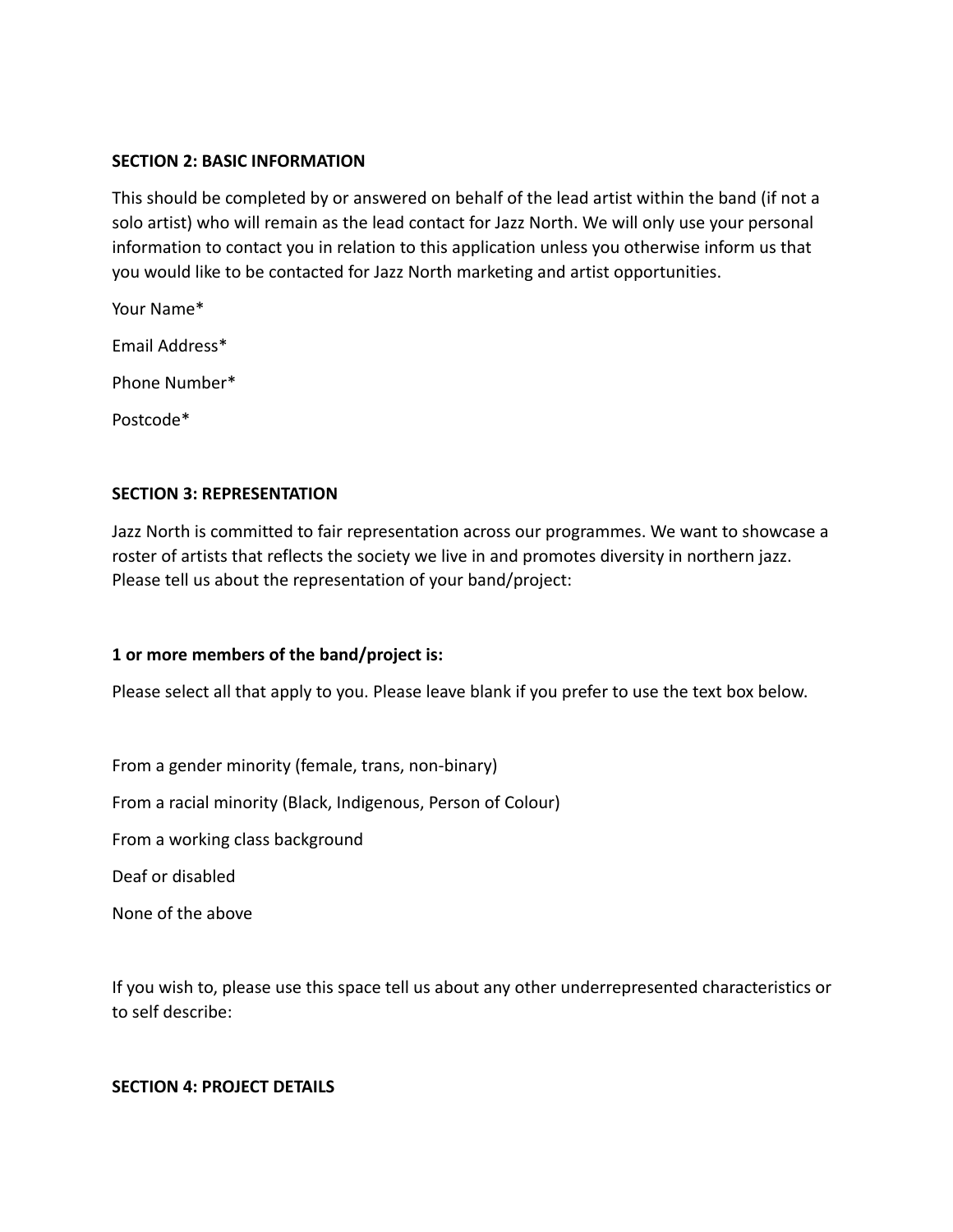## SECTION 2: BASIC INFORMATION

This should be completed by or answered on behalf of the lead artist within the band (if not a solo artist) who will remain as the lead contact for Jazz North. We will only use your personal information to contact you in relation to this application unless you otherwise inform us that you would like to be contacted for Jazz North marketing and artist opportunities.

Your Name*

Email Address*

Phone Number*

Postcode*

## SECTION 3: REPRESENTATION

Jazz North is committed to fair representation across our programmes. We want to showcase a roster of artists that reflects the society we live in and promotes diversity in northern jazz. Please tell us about the representation of your band/project:

**1 or more members of the band/project is:**

Please select all that apply to you. Please leave blank if you prefer to use the text box below.

From a gender minority (female, trans, non-binary)

From a racial minority (Black, Indigenous, Person of Colour)

From a working class background

Deaf or disabled

None of the above

If you wish to, please use this space tell us about any other underrepresented characteristics or to self describe:

## SECTION 4: PROJECT DETAILS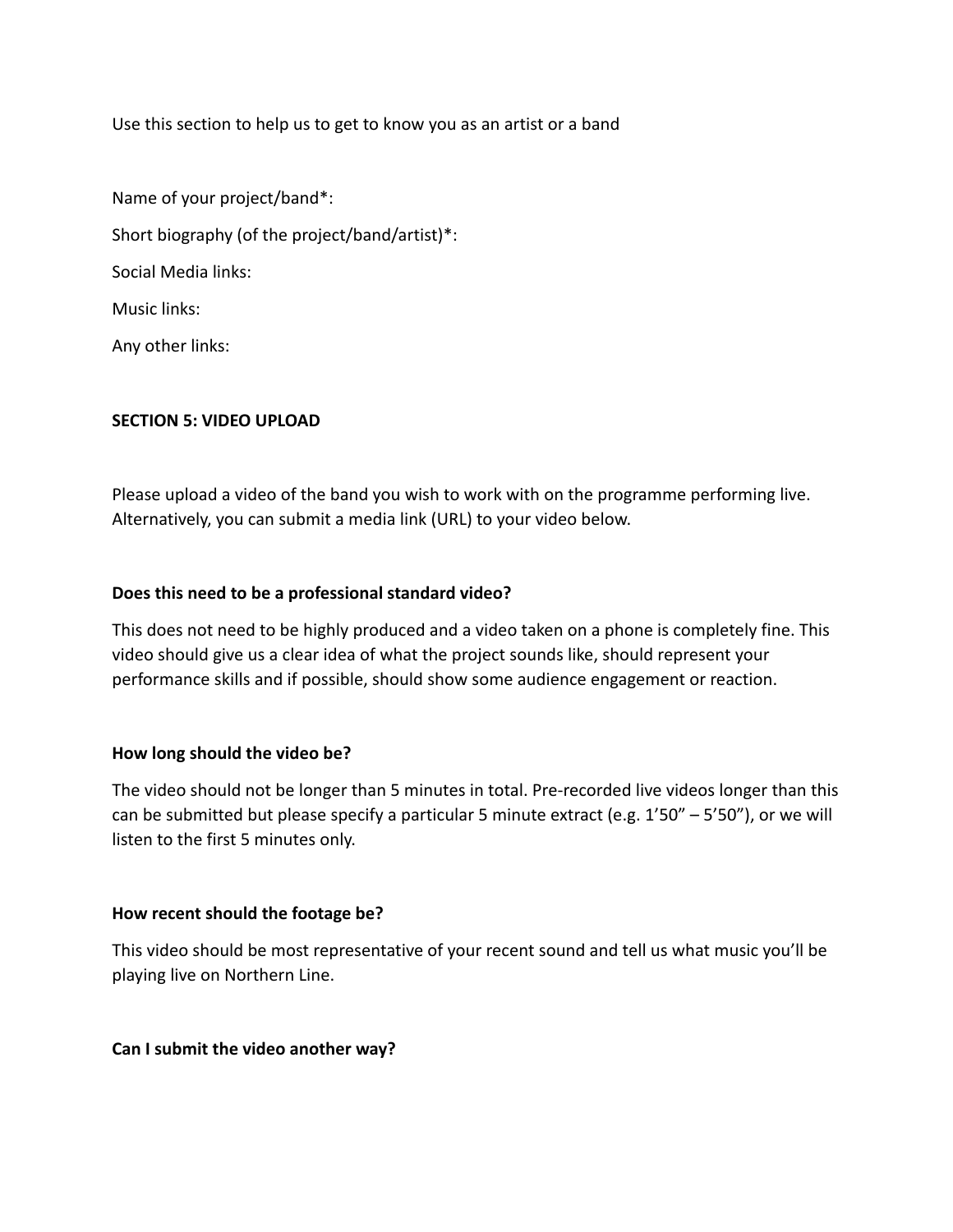Use this section to help us to get to know you as an artist or a band

Name of your project/band*:

Short biography (of the project/band/artist)*:

Social Media links:

Music links:

Any other links:

**SECTION 5: VIDEO UPLOAD**

Please upload a video of the band you wish to work with on the programme performing live. Alternatively, you can submit a media link (URL) to your video below.

**Does this need to be a professional standard video?**

This does not need to be highly produced and a video taken on a phone is completely fine. This video should give us a clear idea of what the project sounds like, should represent your performance skills and if possible, should show some audience engagement or reaction.

**How long should the video be?**

The video should not be longer than 5 minutes in total. Pre-recorded live videos longer than this can be submitted but please specify a particular 5 minute extract (e.g. 1’50” – 5’50”), or we will listen to the first 5 minutes only.

**How recent should the footage be?**

This video should be most representative of your recent sound and tell us what music you’ll be playing live on Northern Line.

**Can I submit the video another way?**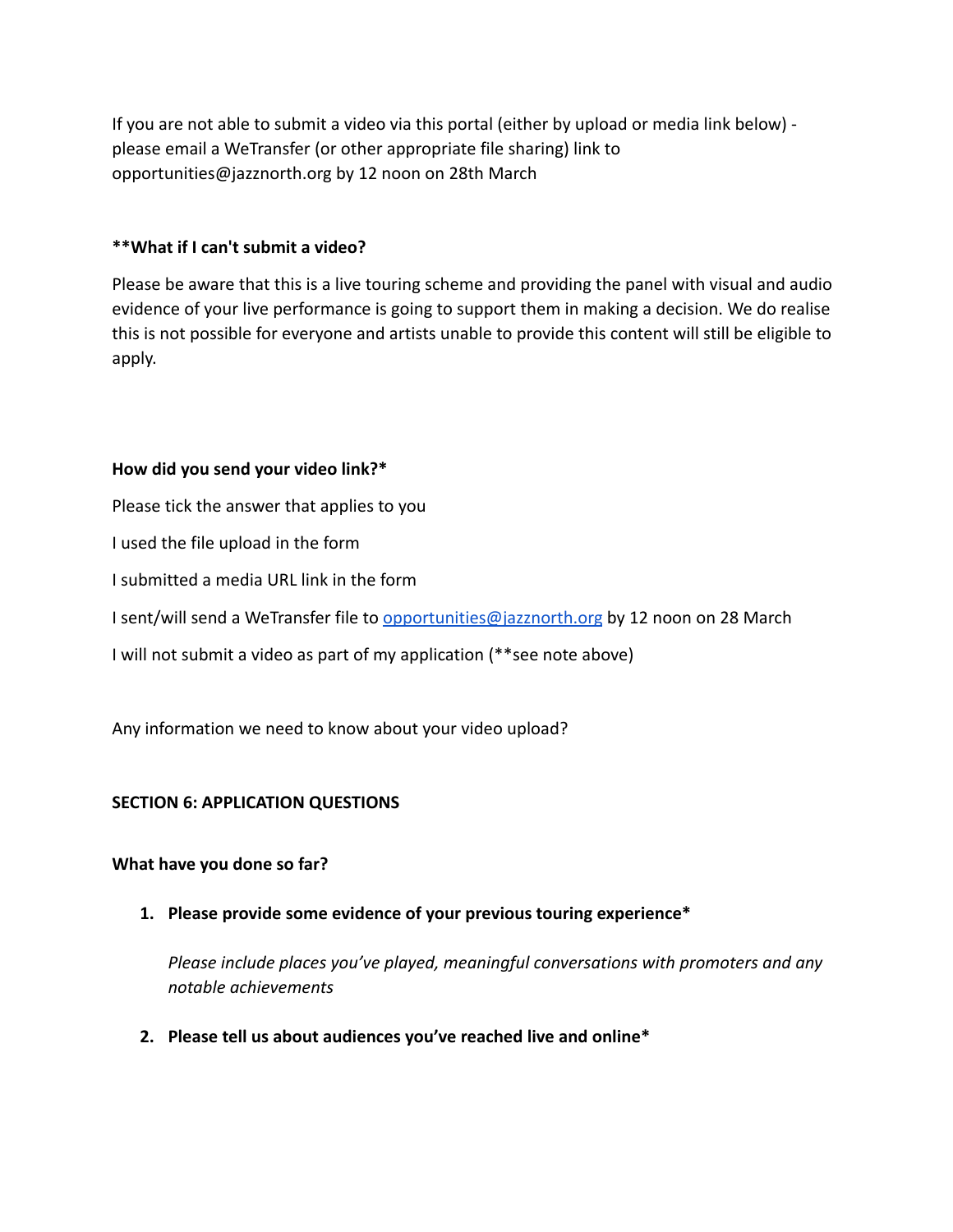If you are not able to submit a video via this portal (either by upload or media link below) - please email a WeTransfer (or other appropriate file sharing) link to opportunities@jazznorth.org by 12 noon on 28th March

**\*\*What if I can't submit a video?**

Please be aware that this is a live touring scheme and providing the panel with visual and audio evidence of your live performance is going to support them in making a decision. We do realise this is not possible for everyone and artists unable to provide this content will still be eligible to apply.

**How did you send your video link?***

Please tick the answer that applies to you

I used the file upload in the form

I submitted a media URL link in the form

I sent/will send a WeTransfer file to [opportunities@jazznorth.org](mailto:opportunities@jazznorth.org) by 12 noon on 28 March

I will not submit a video as part of my application (**see note above)

Any information we need to know about your video upload?

**SECTION 6: APPLICATION QUESTIONS**

**What have you done so far?**

1. **Please provide some evidence of your previous touring experience***

   *Please include places you've played, meaningful conversations with promoters and any notable achievements*

2. **Please tell us about audiences you've reached live and online***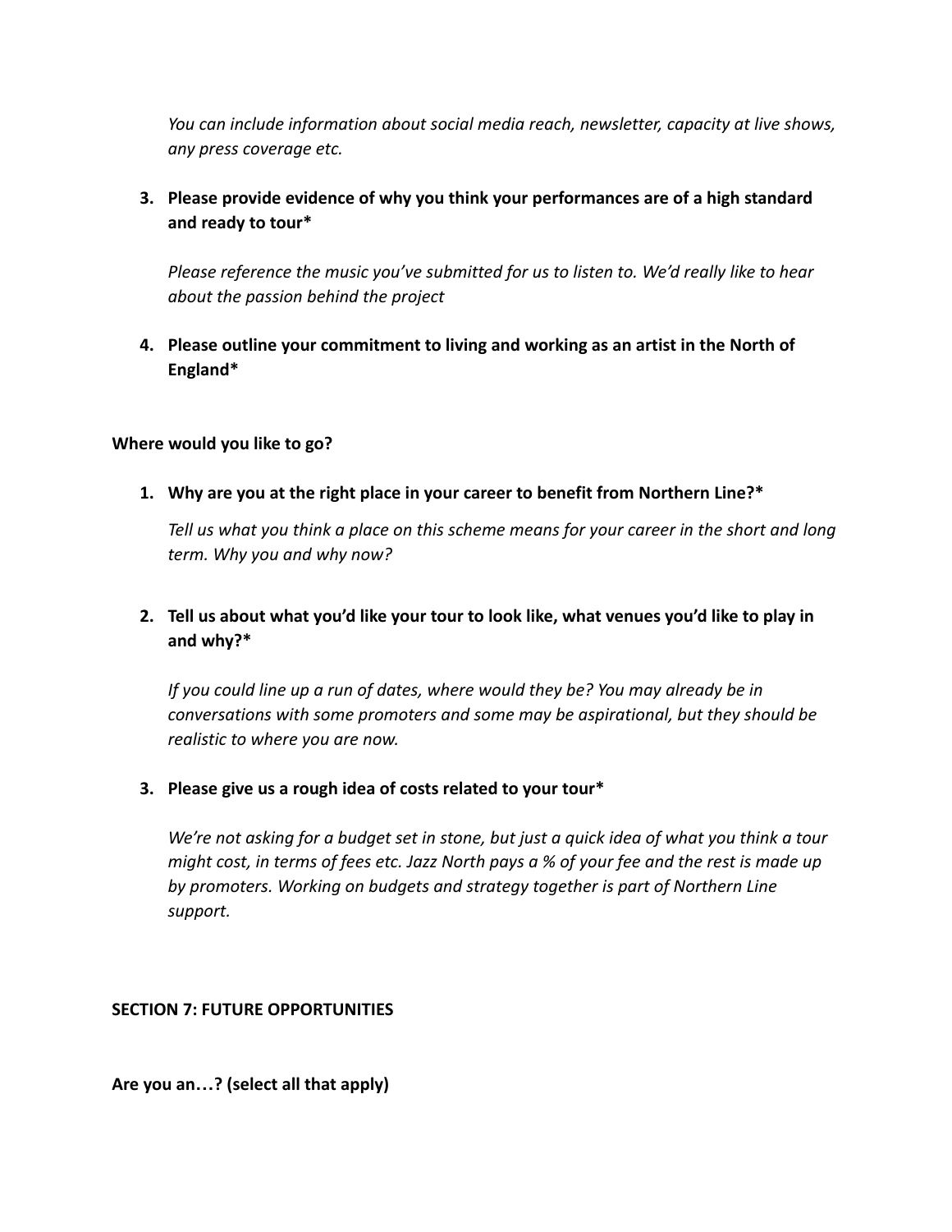*You can include information about social media reach, newsletter, capacity at live shows, any press coverage etc.*

3. **Please provide evidence of why you think your performances are of a high standard and ready to tour***

   *Please reference the music you've submitted for us to listen to. We'd really like to hear about the passion behind the project*

4. **Please outline your commitment to living and working as an artist in the North of England***

**Where would you like to go?**

1. **Why are you at the right place in your career to benefit from Northern Line?***

   *Tell us what you think a place on this scheme means for your career in the short and long term. Why you and why now?*

2. **Tell us about what you'd like your tour to look like, what venues you'd like to play in and why?***

   *If you could line up a run of dates, where would they be? You may already be in conversations with some promoters and some may be aspirational, but they should be realistic to where you are now.*

3. **Please give us a rough idea of costs related to your tour***

   *We're not asking for a budget set in stone, but just a quick idea of what you think a tour might cost, in terms of fees etc. Jazz North pays a % of your fee and the rest is made up by promoters. Working on budgets and strategy together is part of Northern Line support.*

**SECTION 7: FUTURE OPPORTUNITIES**

**Are you an…? (select all that apply)**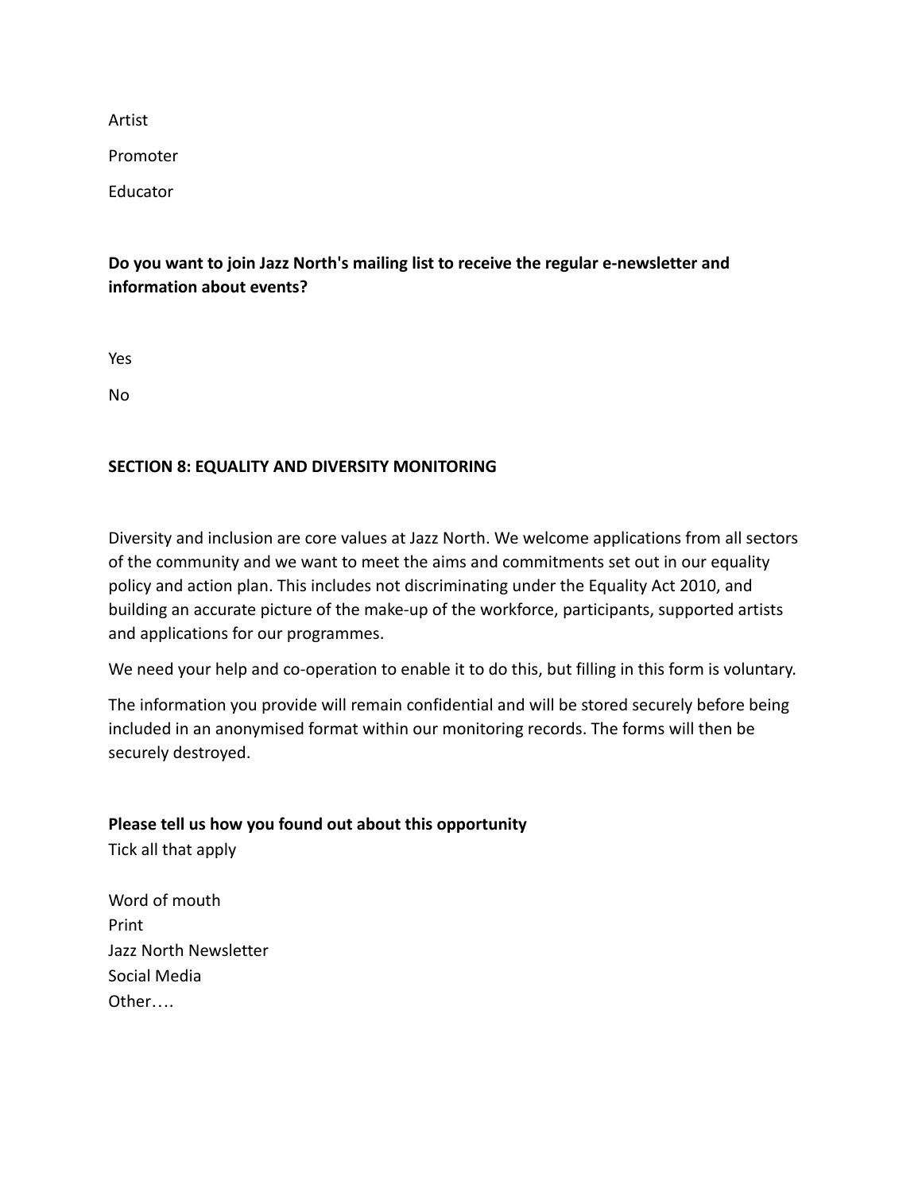Artist

Promoter

Educator

**Do you want to join Jazz North's mailing list to receive the regular e-newsletter and information about events?**

Yes

No

**SECTION 8: EQUALITY AND DIVERSITY MONITORING**

Diversity and inclusion are core values at Jazz North. We welcome applications from all sectors of the community and we want to meet the aims and commitments set out in our equality policy and action plan. This includes not discriminating under the Equality Act 2010, and building an accurate picture of the make-up of the workforce, participants, supported artists and applications for our programmes.

We need your help and co-operation to enable it to do this, but filling in this form is voluntary.

The information you provide will remain confidential and will be stored securely before being included in an anonymised format within our monitoring records. The forms will then be securely destroyed.

**Please tell us how you found out about this opportunity**
Tick all that apply

Word of mouth
Print
Jazz North Newsletter
Social Media
Other….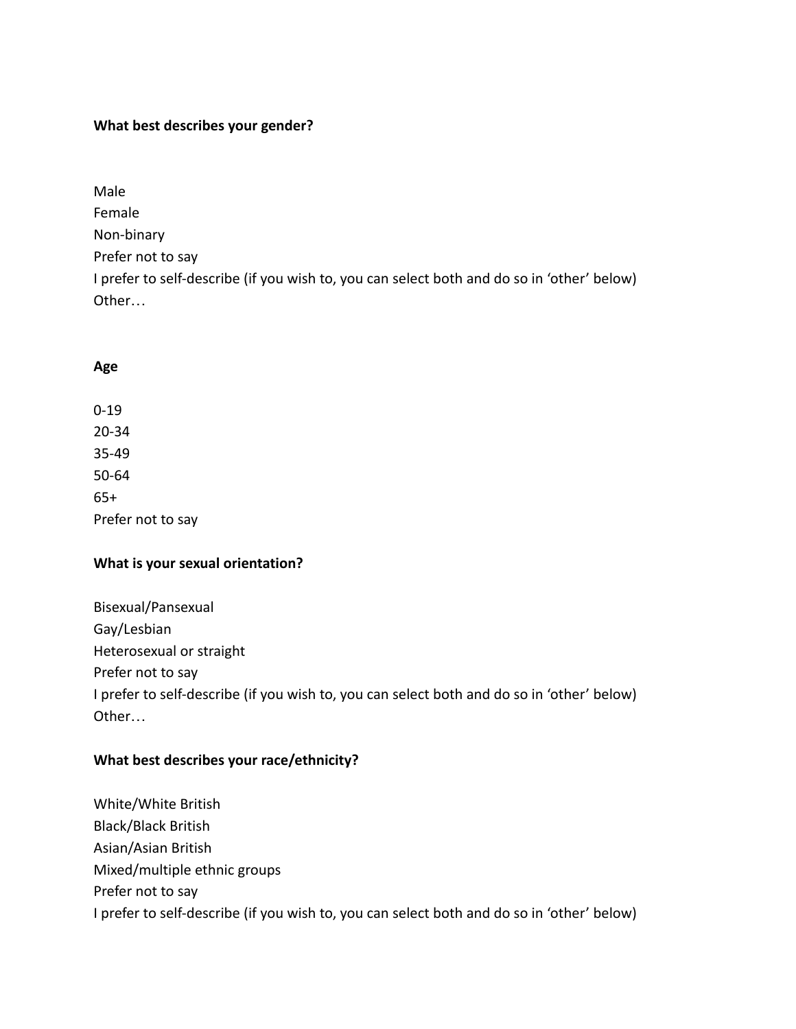**What best describes your gender?**

Male
Female
Non-binary
Prefer not to say
I prefer to self-describe (if you wish to, you can select both and do so in 'other' below)
Other…

**Age**

0-19
20-34
35-49
50-64
65+
Prefer not to say

**What is your sexual orientation?**

Bisexual/Pansexual
Gay/Lesbian
Heterosexual or straight
Prefer not to say
I prefer to self-describe (if you wish to, you can select both and do so in 'other' below)
Other…

**What best describes your race/ethnicity?**

White/White British
Black/Black British
Asian/Asian British
Mixed/multiple ethnic groups
Prefer not to say
I prefer to self-describe (if you wish to, you can select both and do so in 'other' below)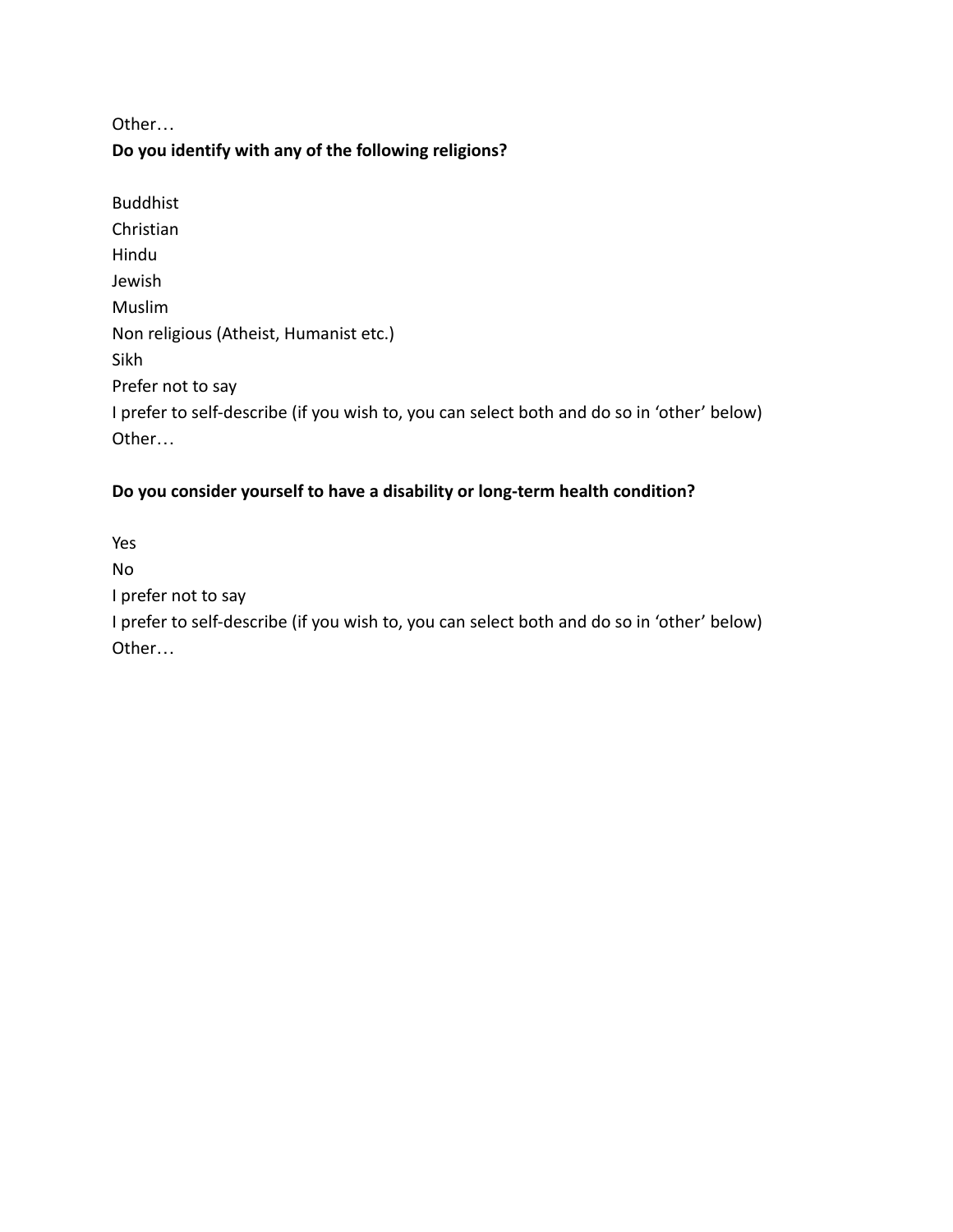Other…

**Do you identify with any of the following religions?**

Buddhist
Christian
Hindu
Jewish
Muslim
Non religious (Atheist, Humanist etc.)
Sikh
Prefer not to say
I prefer to self-describe (if you wish to, you can select both and do so in 'other' below)
Other…

**Do you consider yourself to have a disability or long-term health condition?**

Yes
No
I prefer not to say
I prefer to self-describe (if you wish to, you can select both and do so in 'other' below)
Other…